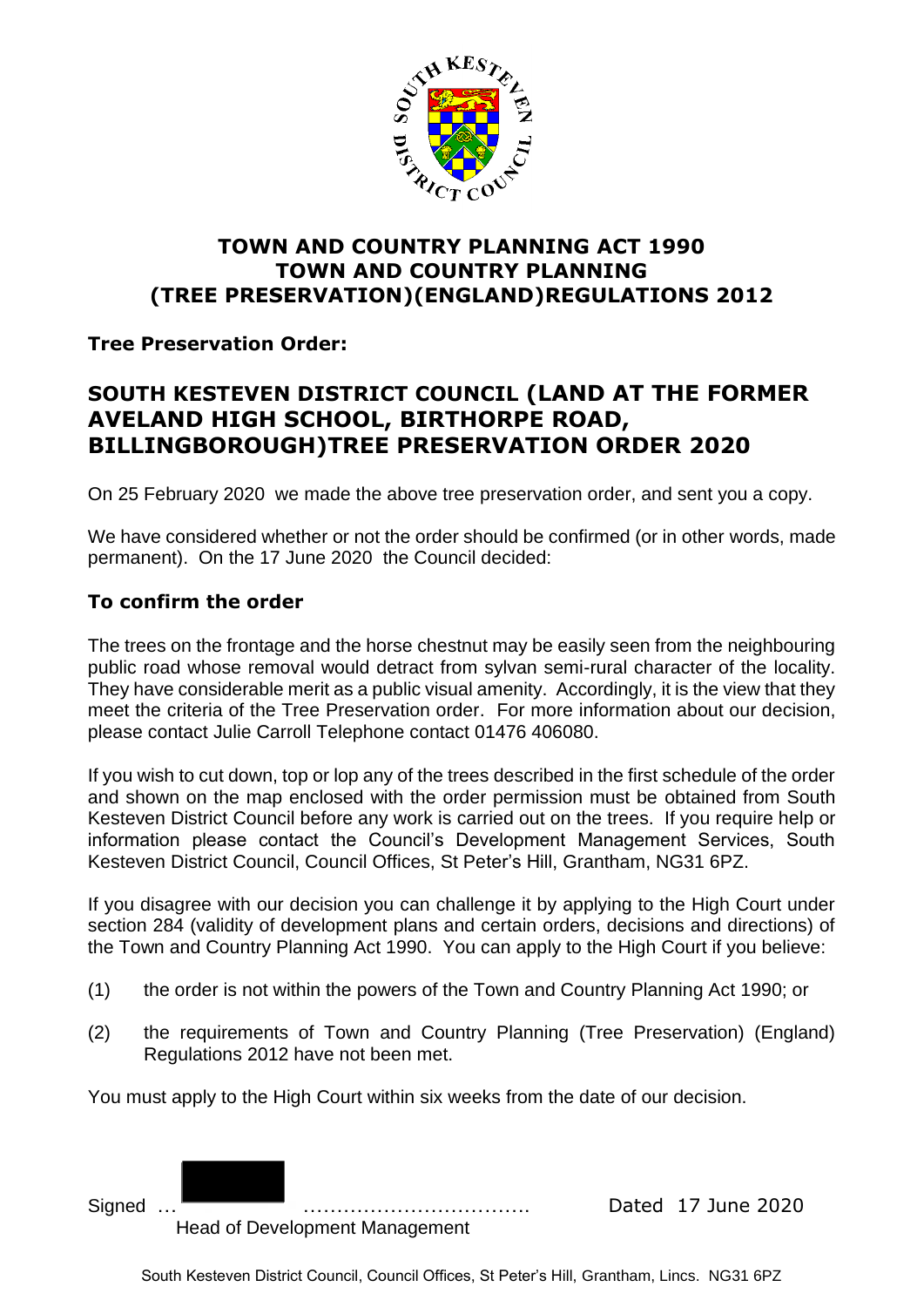**TOWN AND COUNTRY PLANNING ACT 1990**
**TOWN AND COUNTRY PLANNING**
**(TREE PRESERVATION)(ENGLAND)REGULATIONS 2012**

**Tree Preservation Order:**

## SOUTH KESTEVEN DISTRICT COUNCIL (LAND AT THE FORMER AVELAND HIGH SCHOOL, BIRTHORPE ROAD, BILLINGBOROUGH)TREE PRESERVATION ORDER 2020

On 25 February 2020 we made the above tree preservation order, and sent you a copy.

We have considered whether or not the order should be confirmed (or in other words, made permanent). On the 17 June 2020 the Council decided:

### To confirm the order

The trees on the frontage and the horse chestnut may be easily seen from the neighbouring public road whose removal would detract from sylvan semi-rural character of the locality. They have considerable merit as a public visual amenity. Accordingly, it is the view that they meet the criteria of the Tree Preservation order. For more information about our decision, please contact Julie Carroll Telephone contact 01476 406080.

If you wish to cut down, top or lop any of the trees described in the first schedule of the order and shown on the map enclosed with the order permission must be obtained from South Kesteven District Council before any work is carried out on the trees. If you require help or information please contact the Council's Development Management Services, South Kesteven District Council, Council Offices, St Peter's Hill, Grantham, NG31 6PZ.

If you disagree with our decision you can challenge it by applying to the High Court under section 284 (validity of development plans and certain orders, decisions and directions) of the Town and Country Planning Act 1990. You can apply to the High Court if you believe:

(1) the order is not within the powers of the Town and Country Planning Act 1990; or

(2) the requirements of Town and Country Planning (Tree Preservation) (England) Regulations 2012 have not been met.

You must apply to the High Court within six weeks from the date of our decision.

Signed ……………………………… Dated 17 June 2020

Head of Development Management

South Kesteven District Council, Council Offices, St Peter's Hill, Grantham, Lincs. NG31 6PZ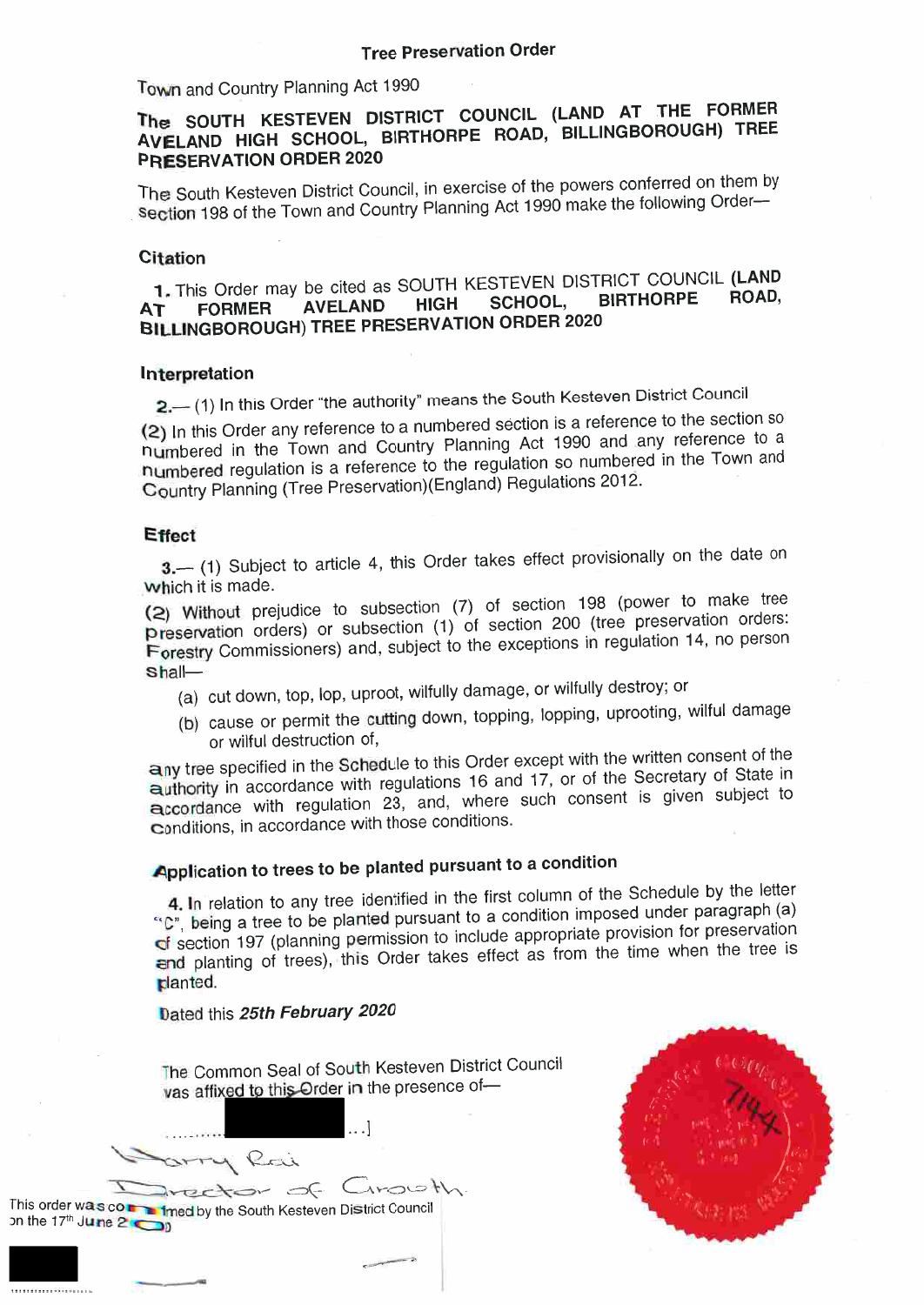**Tree Preservation Order**

Town and Country Planning Act 1990

**The SOUTH KESTEVEN DISTRICT COUNCIL (LAND AT THE FORMER AVELAND HIGH SCHOOL, BIRTHORPE ROAD, BILLINGBOROUGH) TREE PRESERVATION ORDER 2020**

The South Kesteven District Council, in exercise of the powers conferred on them by section 198 of the Town and Country Planning Act 1990 make the following Order—

**Citation**

**1.** This Order may be cited as SOUTH KESTEVEN DISTRICT COUNCIL **(LAND AT FORMER AVELAND HIGH SCHOOL, BIRTHORPE ROAD, BILLINGBOROUGH) TREE PRESERVATION ORDER 2020**

**Interpretation**

**2.**— (1) In this Order "the authority" means the South Kesteven District Council

(2) In this Order any reference to a numbered section is a reference to the section so numbered in the Town and Country Planning Act 1990 and any reference to a numbered regulation is a reference to the regulation so numbered in the Town and Country Planning (Tree Preservation)(England) Regulations 2012.

**Effect**

**3.**— (1) Subject to article 4, this Order takes effect provisionally on the date on which it is made.

(2) Without prejudice to subsection (7) of section 198 (power to make tree preservation orders) or subsection (1) of section 200 (tree preservation orders: Forestry Commissioners) and, subject to the exceptions in regulation 14, no person shall—

(a) cut down, top, lop, uproot, wilfully damage, or wilfully destroy; or

(b) cause or permit the cutting down, topping, lopping, uprooting, wilful damage or wilful destruction of,

any tree specified in the Schedule to this Order except with the written consent of the authority in accordance with regulations 16 and 17, or of the Secretary of State in accordance with regulation 23, and, where such consent is given subject to conditions, in accordance with those conditions.

**Application to trees to be planted pursuant to a condition**

**4.** In relation to any tree identified in the first column of the Schedule by the letter "C", being a tree to be planted pursuant to a condition imposed under paragraph (a) of section 197 (planning permission to include appropriate provision for preservation and planting of trees), this Order takes effect as from the time when the tree is planted.

Dated this ***25th February 2020***

The Common Seal of South Kesteven District Council was affixed to this Order in the presence of—

..........[REDACTED]...]

Harry Rai

Director of Growth

This order was confirmed by the South Kesteven District Council on the 17th June 2020

[REDACTED]

..................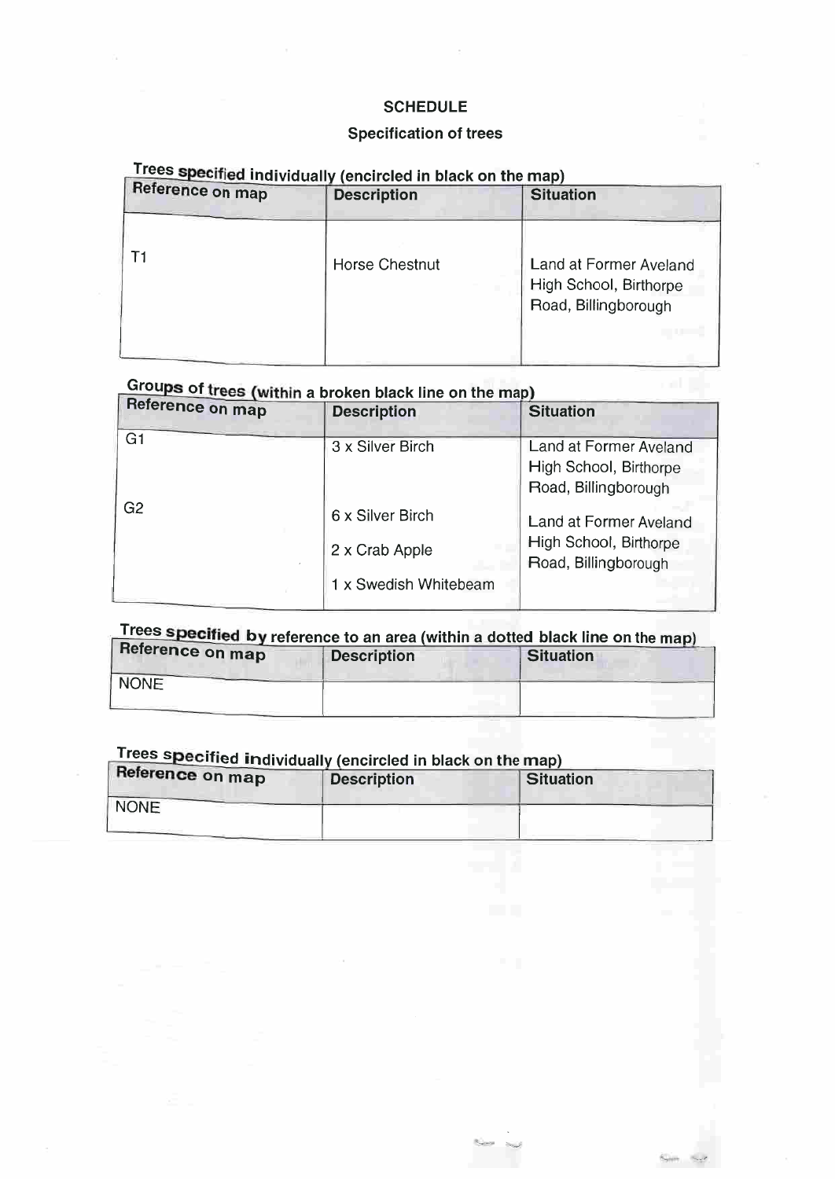# SCHEDULE

## Specification of trees

**Trees specified individually (encircled in black on the map)**

| Reference on map | Description | Situation |
|---|---|---|
| T1 | Horse Chestnut | Land at Former Aveland High School, Birthorpe Road, Billingborough |

**Groups of trees (within a broken black line on the map)**

| Reference on map | Description | Situation |
|---|---|---|
| G1 | 3 x Silver Birch | Land at Former Aveland High School, Birthorpe Road, Billingborough |
| G2 | 6 x Silver Birch<br>2 x Crab Apple<br>1 x Swedish Whitebeam | Land at Former Aveland High School, Birthorpe Road, Billingborough |

**Trees specified by reference to an area (within a dotted black line on the map)**

| Reference on map | Description | Situation |
|---|---|---|
| NONE | | |

**Trees specified individually (encircled in black on the map)**

| Reference on map | Description | Situation |
|---|---|---|
| NONE | | |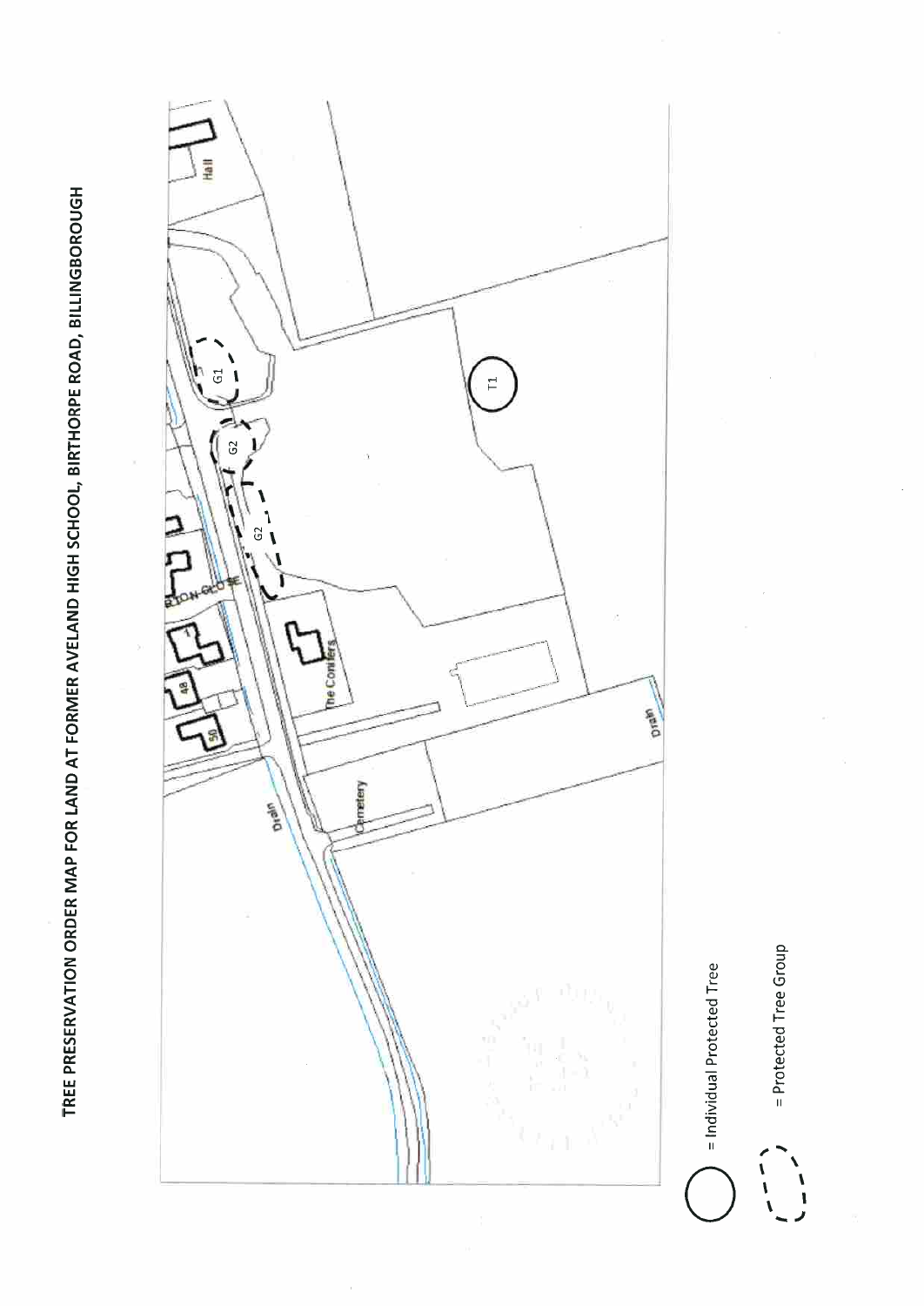# TREE PRESERVATION ORDER MAP FOR LAND AT FORMER AVELAND HIGH SCHOOL, BIRTHORPE ROAD, BILLINGBOROUGH

Hall

G1

G2

G2

T1

RTON CLOSE

1

48

50

The Conifers

Drain

Drain

Cemetery

= Individual Protected Tree

= Protected Tree Group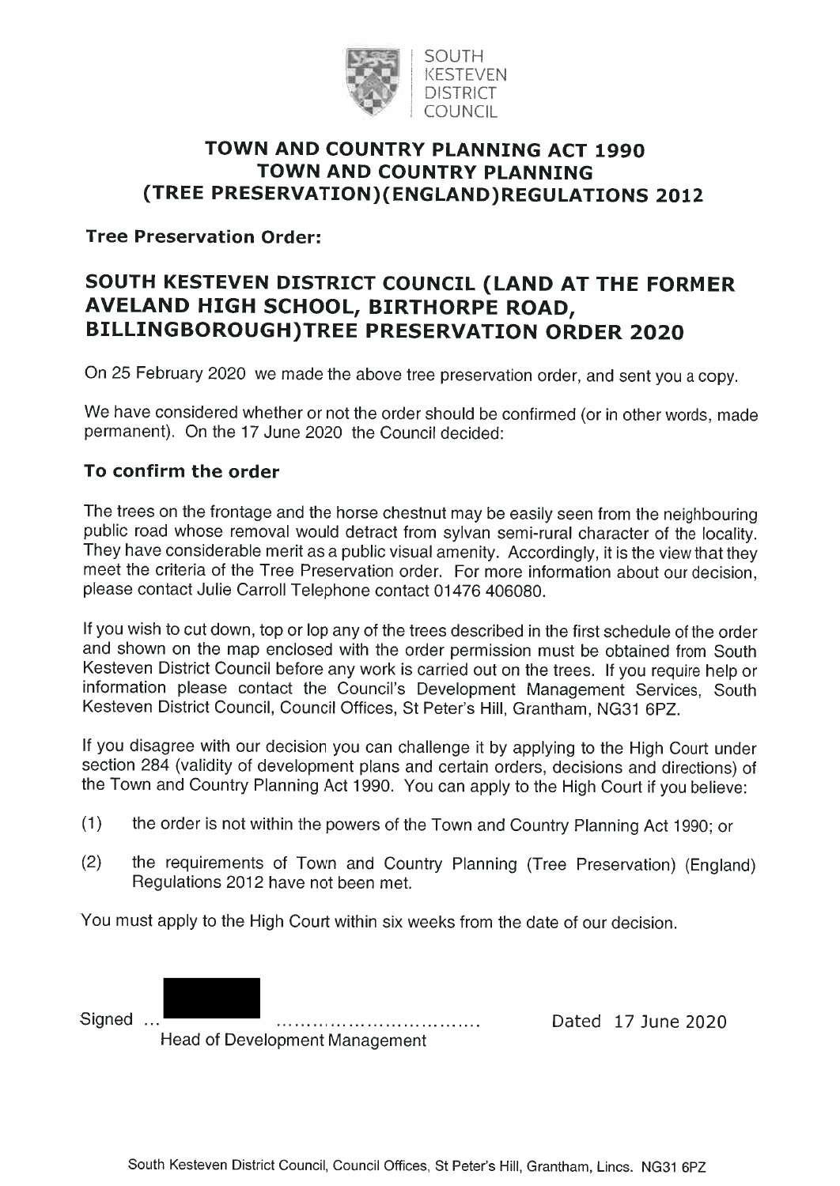SOUTH KESTEVEN DISTRICT COUNCIL

# TOWN AND COUNTRY PLANNING ACT 1990
# TOWN AND COUNTRY PLANNING (TREE PRESERVATION)(ENGLAND)REGULATIONS 2012

**Tree Preservation Order:**

## SOUTH KESTEVEN DISTRICT COUNCIL (LAND AT THE FORMER AVELAND HIGH SCHOOL, BIRTHORPE ROAD, BILLINGBOROUGH)TREE PRESERVATION ORDER 2020

On 25 February 2020 we made the above tree preservation order, and sent you a copy.

We have considered whether or not the order should be confirmed (or in other words, made permanent). On the 17 June 2020 the Council decided:

### To confirm the order

The trees on the frontage and the horse chestnut may be easily seen from the neighbouring public road whose removal would detract from sylvan semi-rural character of the locality. They have considerable merit as a public visual amenity. Accordingly, it is the view that they meet the criteria of the Tree Preservation order. For more information about our decision, please contact Julie Carroll Telephone contact 01476 406080.

If you wish to cut down, top or lop any of the trees described in the first schedule of the order and shown on the map enclosed with the order permission must be obtained from South Kesteven District Council before any work is carried out on the trees. If you require help or information please contact the Council's Development Management Services, South Kesteven District Council, Council Offices, St Peter's Hill, Grantham, NG31 6PZ.

If you disagree with our decision you can challenge it by applying to the High Court under section 284 (validity of development plans and certain orders, decisions and directions) of the Town and Country Planning Act 1990. You can apply to the High Court if you believe:

(1) the order is not within the powers of the Town and Country Planning Act 1990; or

(2) the requirements of Town and Country Planning (Tree Preservation) (England) Regulations 2012 have not been met.

You must apply to the High Court within six weeks from the date of our decision.

Signed ... ................................ Dated 17 June 2020

Head of Development Management

South Kesteven District Council, Council Offices, St Peter's Hill, Grantham, Lincs. NG31 6PZ